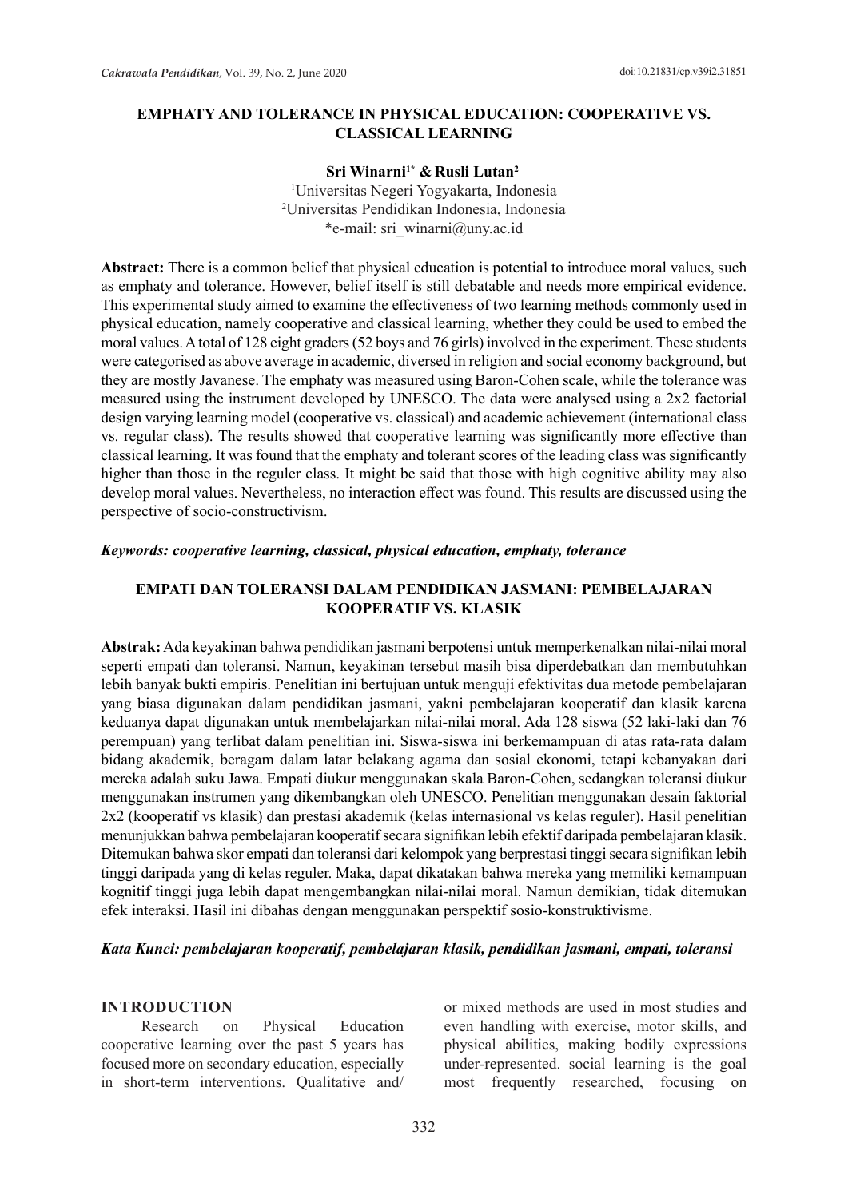# EMPHATY AND TOLERANCE IN PHYSICAL EDUCATION: COOPERATIVE VS. CLASSICAL LEARNING

**Sri Winarni[1*] & Rusli Lutan[2]**

[1]Universitas Negeri Yogyakarta, Indonesia
[2]Universitas Pendidikan Indonesia, Indonesia
*e-mail: sri_winarni@uny.ac.id

**Abstract:** There is a common belief that physical education is potential to introduce moral values, such as emphaty and tolerance. However, belief itself is still debatable and needs more empirical evidence. This experimental study aimed to examine the effectiveness of two learning methods commonly used in physical education, namely cooperative and classical learning, whether they could be used to embed the moral values. A total of 128 eight graders (52 boys and 76 girls) involved in the experiment. These students were categorised as above average in academic, diversed in religion and social economy background, but they are mostly Javanese. The emphaty was measured using Baron-Cohen scale, while the tolerance was measured using the instrument developed by UNESCO. The data were analysed using a 2x2 factorial design varying learning model (cooperative vs. classical) and academic achievement (international class vs. regular class). The results showed that cooperative learning was significantly more effective than classical learning. It was found that the emphaty and tolerant scores of the leading class was significantly higher than those in the reguler class. It might be said that those with high cognitive ability may also develop moral values. Nevertheless, no interaction effect was found. This results are discussed using the perspective of socio-constructivism.

***Keywords: cooperative learning, classical, physical education, emphaty, tolerance***

# EMPATI DAN TOLERANSI DALAM PENDIDIKAN JASMANI: PEMBELAJARAN KOOPERATIF VS. KLASIK

**Abstrak:** Ada keyakinan bahwa pendidikan jasmani berpotensi untuk memperkenalkan nilai-nilai moral seperti empati dan toleransi. Namun, keyakinan tersebut masih bisa diperdebatkan dan membutuhkan lebih banyak bukti empiris. Penelitian ini bertujuan untuk menguji efektivitas dua metode pembelajaran yang biasa digunakan dalam pendidikan jasmani, yakni pembelajaran kooperatif dan klasik karena keduanya dapat digunakan untuk membelajarkan nilai-nilai moral. Ada 128 siswa (52 laki-laki dan 76 perempuan) yang terlibat dalam penelitian ini. Siswa-siswa ini berkemampuan di atas rata-rata dalam bidang akademik, beragam dalam latar belakang agama dan sosial ekonomi, tetapi kebanyakan dari mereka adalah suku Jawa. Empati diukur menggunakan skala Baron-Cohen, sedangkan toleransi diukur menggunakan instrumen yang dikembangkan oleh UNESCO. Penelitian menggunakan desain faktorial 2x2 (kooperatif vs klasik) dan prestasi akademik (kelas internasional vs kelas reguler). Hasil penelitian menunjukkan bahwa pembelajaran kooperatif secara signifikan lebih efektif daripada pembelajaran klasik. Ditemukan bahwa skor empati dan toleransi dari kelompok yang berprestasi tinggi secara signifikan lebih tinggi daripada yang di kelas reguler. Maka, dapat dikatakan bahwa mereka yang memiliki kemampuan kognitif tinggi juga lebih dapat mengembangkan nilai-nilai moral. Namun demikian, tidak ditemukan efek interaksi. Hasil ini dibahas dengan menggunakan perspektif sosio-konstruktivisme.

***Kata Kunci: pembelajaran kooperatif, pembelajaran klasik, pendidikan jasmani, empati, toleransi***

## INTRODUCTION

Research on Physical Education cooperative learning over the past 5 years has focused more on secondary education, especially in short-term interventions. Qualitative and/or mixed methods are used in most studies and even handling with exercise, motor skills, and physical abilities, making bodily expressions under-represented. social learning is the goal most frequently researched, focusing on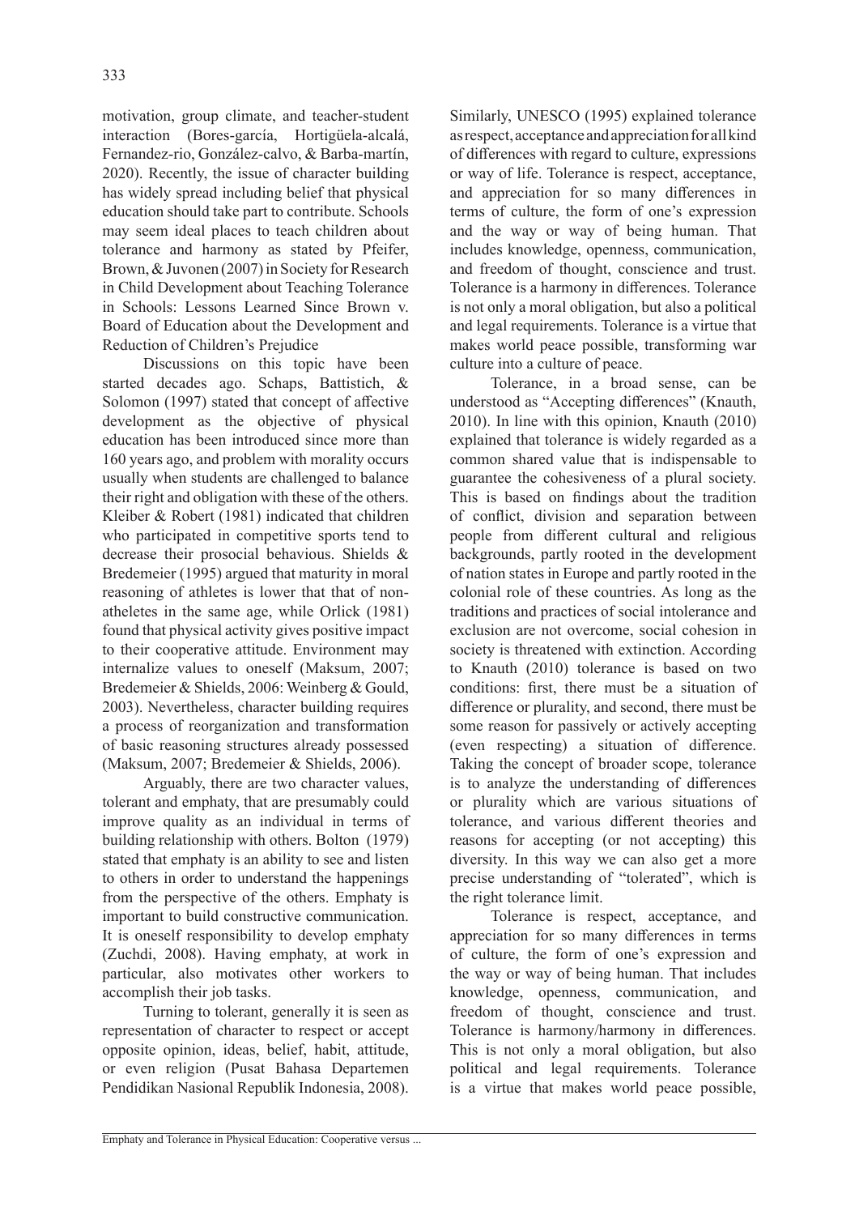motivation, group climate, and teacher-student interaction (Bores-garcía, Hortigüela-alcalá, Fernandez-rio, González-calvo, & Barba-martín, 2020). Recently, the issue of character building has widely spread including belief that physical education should take part to contribute. Schools may seem ideal places to teach children about tolerance and harmony as stated by Pfeifer, Brown, & Juvonen (2007) in Society for Research in Child Development about Teaching Tolerance in Schools: Lessons Learned Since Brown v. Board of Education about the Development and Reduction of Children's Prejudice

Discussions on this topic have been started decades ago. Schaps, Battistich, & Solomon (1997) stated that concept of affective development as the objective of physical education has been introduced since more than 160 years ago, and problem with morality occurs usually when students are challenged to balance their right and obligation with these of the others. Kleiber & Robert (1981) indicated that children who participated in competitive sports tend to decrease their prosocial behavious. Shields & Bredemeier (1995) argued that maturity in moral reasoning of athletes is lower that that of non-atheletes in the same age, while Orlick (1981) found that physical activity gives positive impact to their cooperative attitude. Environment may internalize values to oneself (Maksum, 2007; Bredemeier & Shields, 2006: Weinberg & Gould, 2003). Nevertheless, character building requires a process of reorganization and transformation of basic reasoning structures already possessed (Maksum, 2007; Bredemeier & Shields, 2006).

Arguably, there are two character values, tolerant and emphaty, that are presumably could improve quality as an individual in terms of building relationship with others. Bolton (1979) stated that emphaty is an ability to see and listen to others in order to understand the happenings from the perspective of the others. Emphaty is important to build constructive communication. It is oneself responsibility to develop emphaty (Zuchdi, 2008). Having emphaty, at work in particular, also motivates other workers to accomplish their job tasks.

Turning to tolerant, generally it is seen as representation of character to respect or accept opposite opinion, ideas, belief, habit, attitude, or even religion (Pusat Bahasa Departemen Pendidikan Nasional Republik Indonesia, 2008). Similarly, UNESCO (1995) explained tolerance as respect, acceptance and appreciation for all kind of differences with regard to culture, expressions or way of life. Tolerance is respect, acceptance, and appreciation for so many differences in terms of culture, the form of one's expression and the way or way of being human. That includes knowledge, openness, communication, and freedom of thought, conscience and trust. Tolerance is a harmony in differences. Tolerance is not only a moral obligation, but also a political and legal requirements. Tolerance is a virtue that makes world peace possible, transforming war culture into a culture of peace.

Tolerance, in a broad sense, can be understood as "Accepting differences" (Knauth, 2010). In line with this opinion, Knauth (2010) explained that tolerance is widely regarded as a common shared value that is indispensable to guarantee the cohesiveness of a plural society. This is based on findings about the tradition of conflict, division and separation between people from different cultural and religious backgrounds, partly rooted in the development of nation states in Europe and partly rooted in the colonial role of these countries. As long as the traditions and practices of social intolerance and exclusion are not overcome, social cohesion in society is threatened with extinction. According to Knauth (2010) tolerance is based on two conditions: first, there must be a situation of difference or plurality, and second, there must be some reason for passively or actively accepting (even respecting) a situation of difference. Taking the concept of broader scope, tolerance is to analyze the understanding of differences or plurality which are various situations of tolerance, and various different theories and reasons for accepting (or not accepting) this diversity. In this way we can also get a more precise understanding of "tolerated", which is the right tolerance limit.

Tolerance is respect, acceptance, and appreciation for so many differences in terms of culture, the form of one's expression and the way or way of being human. That includes knowledge, openness, communication, and freedom of thought, conscience and trust. Tolerance is harmony/harmony in differences. This is not only a moral obligation, but also political and legal requirements. Tolerance is a virtue that makes world peace possible,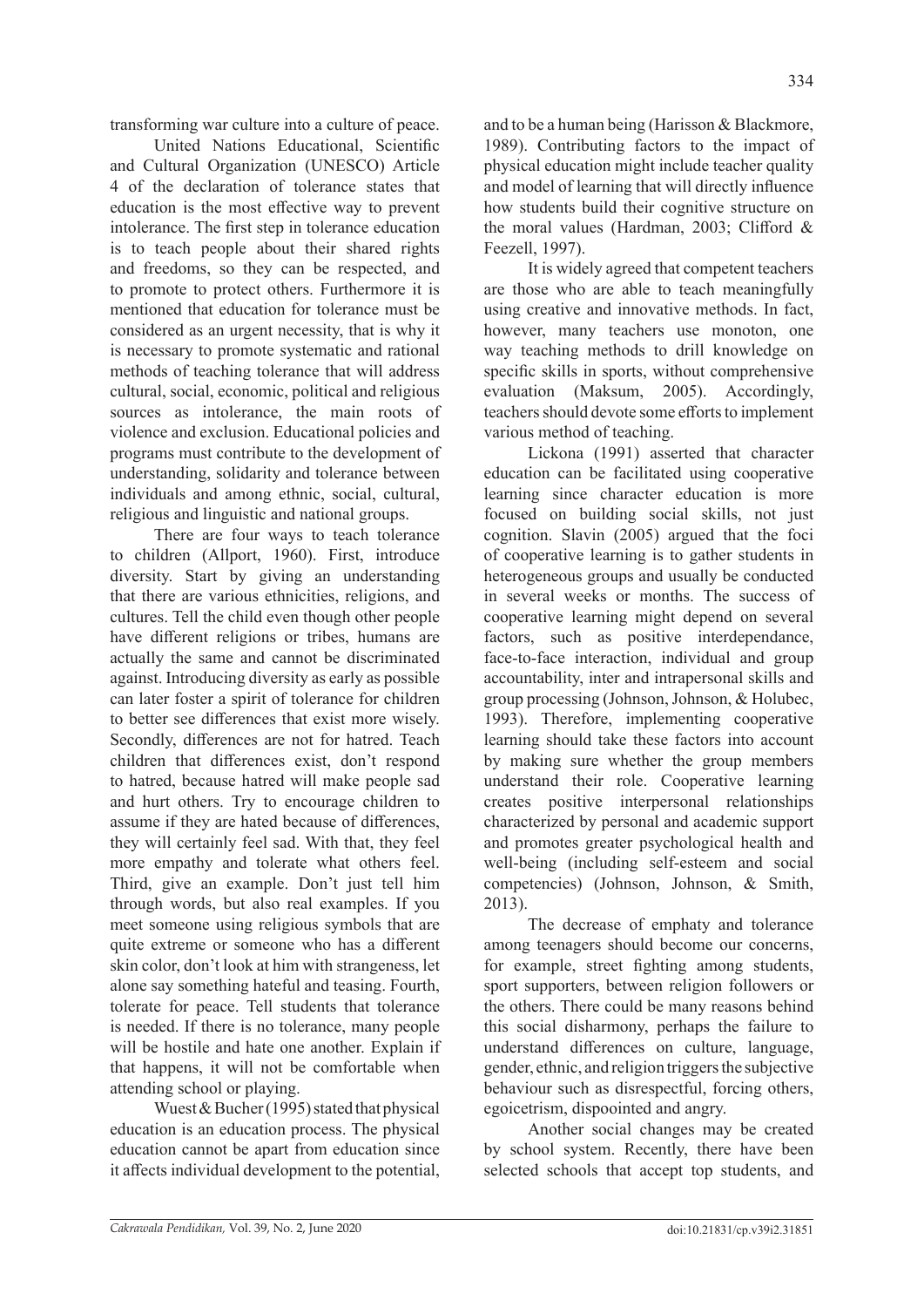transforming war culture into a culture of peace.

United Nations Educational, Scientific and Cultural Organization (UNESCO) Article 4 of the declaration of tolerance states that education is the most effective way to prevent intolerance. The first step in tolerance education is to teach people about their shared rights and freedoms, so they can be respected, and to promote to protect others. Furthermore it is mentioned that education for tolerance must be considered as an urgent necessity, that is why it is necessary to promote systematic and rational methods of teaching tolerance that will address cultural, social, economic, political and religious sources as intolerance, the main roots of violence and exclusion. Educational policies and programs must contribute to the development of understanding, solidarity and tolerance between individuals and among ethnic, social, cultural, religious and linguistic and national groups.

There are four ways to teach tolerance to children (Allport, 1960). First, introduce diversity. Start by giving an understanding that there are various ethnicities, religions, and cultures. Tell the child even though other people have different religions or tribes, humans are actually the same and cannot be discriminated against. Introducing diversity as early as possible can later foster a spirit of tolerance for children to better see differences that exist more wisely. Secondly, differences are not for hatred. Teach children that differences exist, don't respond to hatred, because hatred will make people sad and hurt others. Try to encourage children to assume if they are hated because of differences, they will certainly feel sad. With that, they feel more empathy and tolerate what others feel. Third, give an example. Don't just tell him through words, but also real examples. If you meet someone using religious symbols that are quite extreme or someone who has a different skin color, don't look at him with strangeness, let alone say something hateful and teasing. Fourth, tolerate for peace. Tell students that tolerance is needed. If there is no tolerance, many people will be hostile and hate one another. Explain if that happens, it will not be comfortable when attending school or playing.

Wuest & Bucher (1995) stated that physical education is an education process. The physical education cannot be apart from education since it affects individual development to the potential, and to be a human being (Harisson & Blackmore, 1989). Contributing factors to the impact of physical education might include teacher quality and model of learning that will directly influence how students build their cognitive structure on the moral values (Hardman, 2003; Clifford & Feezell, 1997).

It is widely agreed that competent teachers are those who are able to teach meaningfully using creative and innovative methods. In fact, however, many teachers use monoton, one way teaching methods to drill knowledge on specific skills in sports, without comprehensive evaluation (Maksum, 2005). Accordingly, teachers should devote some efforts to implement various method of teaching.

Lickona (1991) asserted that character education can be facilitated using cooperative learning since character education is more focused on building social skills, not just cognition. Slavin (2005) argued that the foci of cooperative learning is to gather students in heterogeneous groups and usually be conducted in several weeks or months. The success of cooperative learning might depend on several factors, such as positive interdependance, face-to-face interaction, individual and group accountability, inter and intrapersonal skills and group processing (Johnson, Johnson, & Holubec, 1993). Therefore, implementing cooperative learning should take these factors into account by making sure whether the group members understand their role. Cooperative learning creates positive interpersonal relationships characterized by personal and academic support and promotes greater psychological health and well-being (including self-esteem and social competencies) (Johnson, Johnson, & Smith, 2013).

The decrease of emphaty and tolerance among teenagers should become our concerns, for example, street fighting among students, sport supporters, between religion followers or the others. There could be many reasons behind this social disharmony, perhaps the failure to understand differences on culture, language, gender, ethnic, and religion triggers the subjective behaviour such as disrespectful, forcing others, egoicetrism, dispoointed and angry.

Another social changes may be created by school system. Recently, there have been selected schools that accept top students, and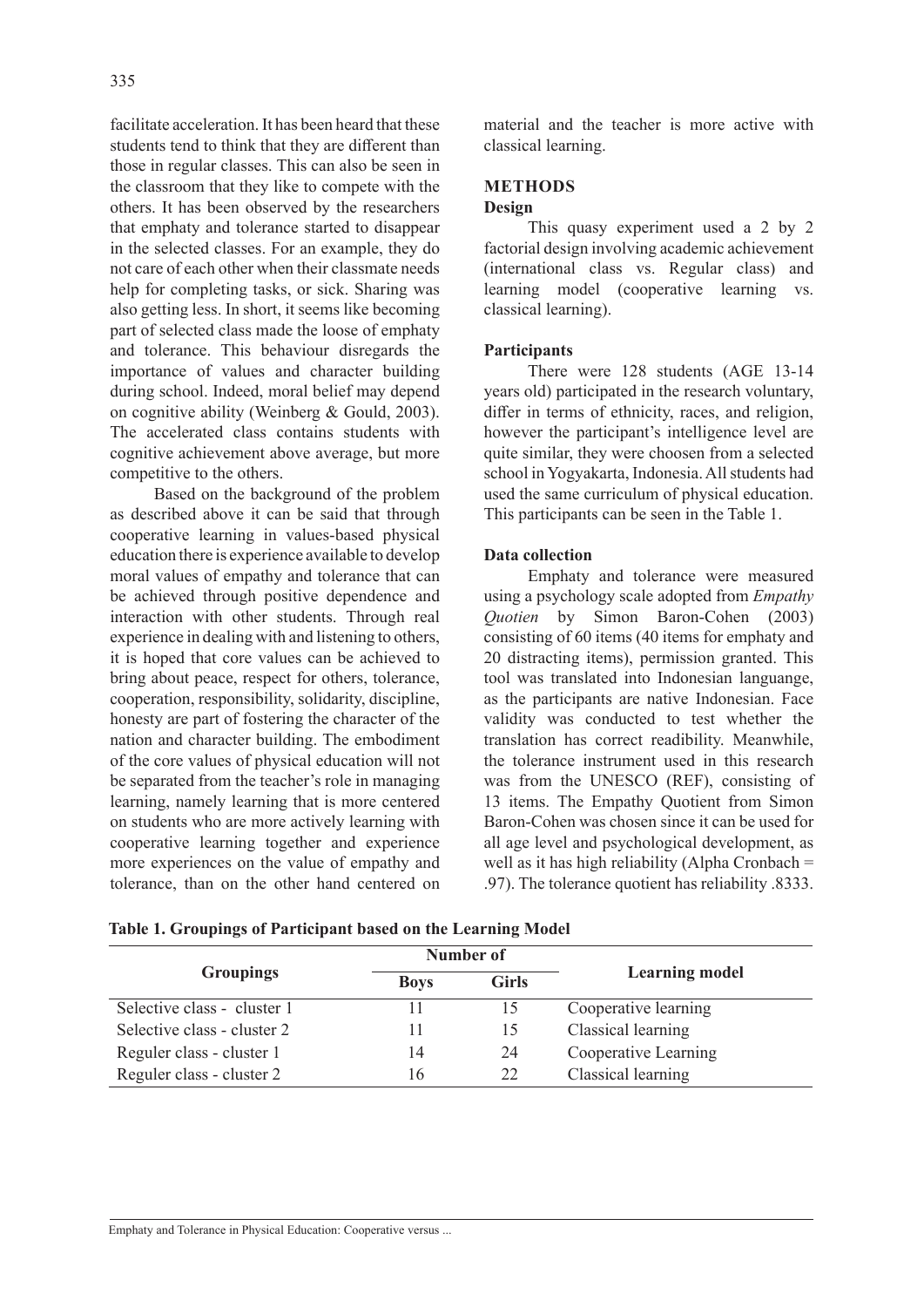facilitate acceleration. It has been heard that these students tend to think that they are different than those in regular classes. This can also be seen in the classroom that they like to compete with the others. It has been observed by the researchers that emphaty and tolerance started to disappear in the selected classes. For an example, they do not care of each other when their classmate needs help for completing tasks, or sick. Sharing was also getting less. In short, it seems like becoming part of selected class made the loose of emphaty and tolerance. This behaviour disregards the importance of values and character building during school. Indeed, moral belief may depend on cognitive ability (Weinberg & Gould, 2003). The accelerated class contains students with cognitive achievement above average, but more competitive to the others.

Based on the background of the problem as described above it can be said that through cooperative learning in values-based physical education there is experience available to develop moral values of empathy and tolerance that can be achieved through positive dependence and interaction with other students. Through real experience in dealing with and listening to others, it is hoped that core values can be achieved to bring about peace, respect for others, tolerance, cooperation, responsibility, solidarity, discipline, honesty are part of fostering the character of the nation and character building. The embodiment of the core values of physical education will not be separated from the teacher's role in managing learning, namely learning that is more centered on students who are more actively learning with cooperative learning together and experience more experiences on the value of empathy and tolerance, than on the other hand centered on material and the teacher is more active with classical learning.

## METHODS

### Design

This quasy experiment used a 2 by 2 factorial design involving academic achievement (international class vs. Regular class) and learning model (cooperative learning vs. classical learning).

### Participants

There were 128 students (AGE 13-14 years old) participated in the research voluntary, differ in terms of ethnicity, races, and religion, however the participant's intelligence level are quite similar, they were choosen from a selected school in Yogyakarta, Indonesia. All students had used the same curriculum of physical education. This participants can be seen in the Table 1.

### Data collection

Emphaty and tolerance were measured using a psychology scale adopted from *Empathy Quotien* by Simon Baron-Cohen (2003) consisting of 60 items (40 items for emphaty and 20 distracting items), permission granted. This tool was translated into Indonesian languange, as the participants are native Indonesian. Face validity was conducted to test whether the translation has correct readibility. Meanwhile, the tolerance instrument used in this research was from the UNESCO (REF), consisting of 13 items. The Empathy Quotient from Simon Baron-Cohen was chosen since it can be used for all age level and psychological development, as well as it has high reliability (Alpha Cronbach = .97). The tolerance quotient has reliability .8333.

**Table 1. Groupings of Participant based on the Learning Model**

| Groupings | Number of | | Learning model |
|---|---|---|---|
| | Boys | Girls | |
| Selective class - cluster 1 | 11 | 15 | Cooperative learning |
| Selective class - cluster 2 | 11 | 15 | Classical learning |
| Reguler class - cluster 1 | 14 | 24 | Cooperative Learning |
| Reguler class - cluster 2 | 16 | 22 | Classical learning |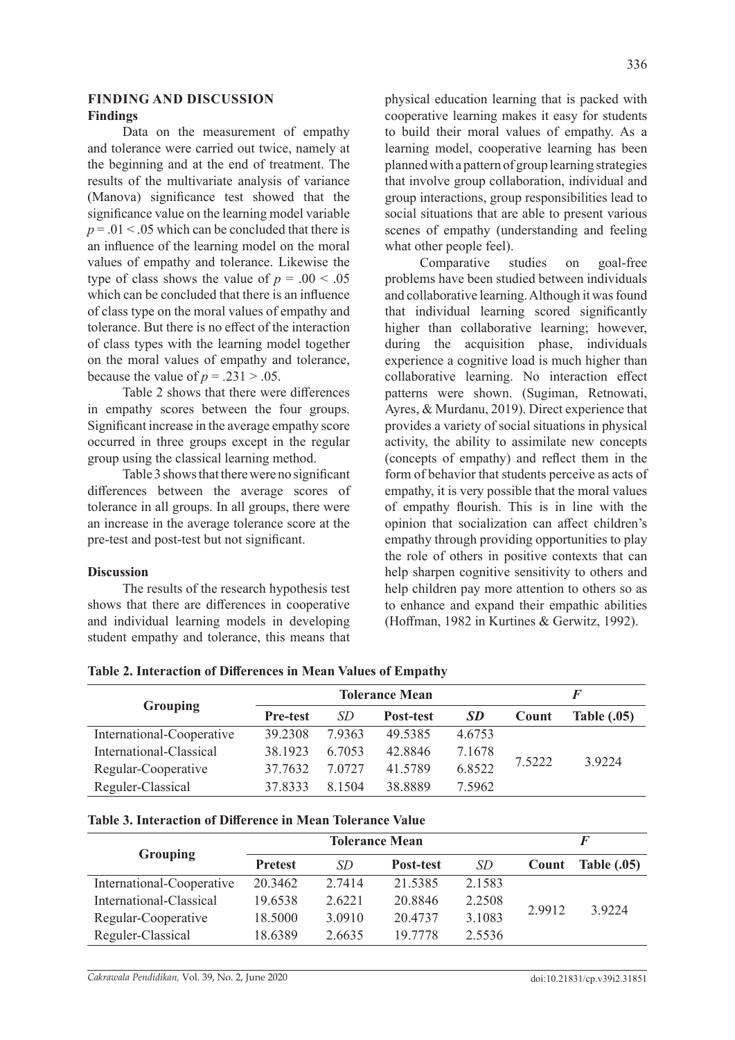## FINDING AND DISCUSSION

### Findings

Data on the measurement of empathy and tolerance were carried out twice, namely at the beginning and at the end of treatment. The results of the multivariate analysis of variance (Manova) significance test showed that the significance value on the learning model variable $p = .01 < .05$ which can be concluded that there is an influence of the learning model on the moral values of empathy and tolerance. Likewise the type of class shows the value of $p = .00 < .05$ which can be concluded that there is an influence of class type on the moral values of empathy and tolerance. But there is no effect of the interaction of class types with the learning model together on the moral values of empathy and tolerance, because the value of $p = .231 > .05$.

Table 2 shows that there were differences in empathy scores between the four groups. Significant increase in the average empathy score occurred in three groups except in the regular group using the classical learning method.

Table 3 shows that there were no significant differences between the average scores of tolerance in all groups. In all groups, there were an increase in the average tolerance score at the pre-test and post-test but not significant.

### Discussion

The results of the research hypothesis test shows that there are differences in cooperative and individual learning models in developing student empathy and tolerance, this means that physical education learning that is packed with cooperative learning makes it easy for students to build their moral values of empathy. As a learning model, cooperative learning has been planned with a pattern of group learning strategies that involve group collaboration, individual and group interactions, group responsibilities lead to social situations that are able to present various scenes of empathy (understanding and feeling what other people feel).

Comparative studies on goal-free problems have been studied between individuals and collaborative learning. Although it was found that individual learning scored significantly higher than collaborative learning; however, during the acquisition phase, individuals experience a cognitive load is much higher than collaborative learning. No interaction effect patterns were shown. (Sugiman, Retnowati, Ayres, & Murdanu, 2019). Direct experience that provides a variety of social situations in physical activity, the ability to assimilate new concepts (concepts of empathy) and reflect them in the form of behavior that students perceive as acts of empathy, it is very possible that the moral values of empathy flourish. This is in line with the opinion that socialization can affect children's empathy through providing opportunities to play the role of others in positive contexts that can help sharpen cognitive sensitivity to others and help children pay more attention to others so as to enhance and expand their empathic abilities (Hoffman, 1982 in Kurtines & Gerwitz, 1992).

**Table 2. Interaction of Differences in Mean Values of Empathy**

| Grouping | Tolerance Mean | | | | *F* | |
|---|---|---|---|---|---|---|
| | **Pre-test** | *SD* | **Post-test** | ***SD*** | **Count** | **Table (.05)** |
| International-Cooperative | 39.2308 | 7.9363 | 49.5385 | 4.6753 | 7.5222 | 3.9224 |
| International-Classical | 38.1923 | 6.7053 | 42.8846 | 7.1678 | | |
| Regular-Cooperative | 37.7632 | 7.0727 | 41.5789 | 6.8522 | | |
| Reguler-Classical | 37.8333 | 8.1504 | 38.8889 | 7.5962 | | |

**Table 3. Interaction of Difference in Mean Tolerance Value**

| Grouping | Tolerance Mean | | | | *F* | |
|---|---|---|---|---|---|---|
| | **Pretest** | *SD* | **Post-test** | *SD* | **Count** | **Table (.05)** |
| International-Cooperative | 20.3462 | 2.7414 | 21.5385 | 2.1583 | 2.9912 | 3.9224 |
| International-Classical | 19.6538 | 2.6221 | 20.8846 | 2.2508 | | |
| Regular-Cooperative | 18.5000 | 3.0910 | 20.4737 | 3.1083 | | |
| Reguler-Classical | 18.6389 | 2.6635 | 19.7778 | 2.5536 | | |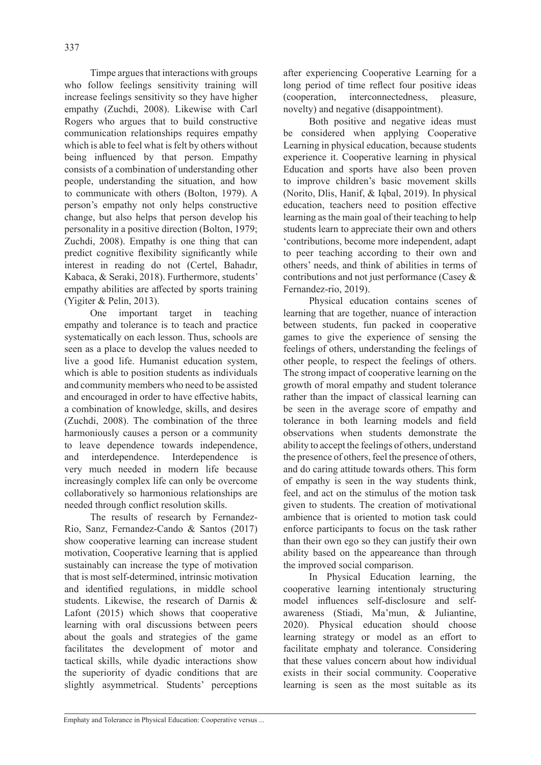Timpe argues that interactions with groups who follow feelings sensitivity training will increase feelings sensitivity so they have higher empathy (Zuchdi, 2008). Likewise with Carl Rogers who argues that to build constructive communication relationships requires empathy which is able to feel what is felt by others without being influenced by that person. Empathy consists of a combination of understanding other people, understanding the situation, and how to communicate with others (Bolton, 1979). A person's empathy not only helps constructive change, but also helps that person develop his personality in a positive direction (Bolton, 1979; Zuchdi, 2008). Empathy is one thing that can predict cognitive flexibility significantly while interest in reading do not (Certel, Bahadır, Kabaca, & Seraki, 2018). Furthermore, students' empathy abilities are affected by sports training (Yigiter & Pelin, 2013).

One important target in teaching empathy and tolerance is to teach and practice systematically on each lesson. Thus, schools are seen as a place to develop the values needed to live a good life. Humanist education system, which is able to position students as individuals and community members who need to be assisted and encouraged in order to have effective habits, a combination of knowledge, skills, and desires (Zuchdi, 2008). The combination of the three harmoniously causes a person or a community to leave dependence towards independence, and interdependence. Interdependence is very much needed in modern life because increasingly complex life can only be overcome collaboratively so harmonious relationships are needed through conflict resolution skills.

The results of research by Fernandez-Rio, Sanz, Fernandez-Cando & Santos (2017) show cooperative learning can increase student motivation, Cooperative learning that is applied sustainably can increase the type of motivation that is most self-determined, intrinsic motivation and identified regulations, in middle school students. Likewise, the research of Darnis & Lafont (2015) which shows that cooperative learning with oral discussions between peers about the goals and strategies of the game facilitates the development of motor and tactical skills, while dyadic interactions show the superiority of dyadic conditions that are slightly asymmetrical. Students' perceptions after experiencing Cooperative Learning for a long period of time reflect four positive ideas (cooperation, interconnectedness, pleasure, novelty) and negative (disappointment).

Both positive and negative ideas must be considered when applying Cooperative Learning in physical education, because students experience it. Cooperative learning in physical Education and sports have also been proven to improve children's basic movement skills (Norito, Dlis, Hanif, & Iqbal, 2019). In physical education, teachers need to position effective learning as the main goal of their teaching to help students learn to appreciate their own and others 'contributions, become more independent, adapt to peer teaching according to their own and others' needs, and think of abilities in terms of contributions and not just performance (Casey & Fernandez-rio, 2019).

Physical education contains scenes of learning that are together, nuance of interaction between students, fun packed in cooperative games to give the experience of sensing the feelings of others, understanding the feelings of other people, to respect the feelings of others. The strong impact of cooperative learning on the growth of moral empathy and student tolerance rather than the impact of classical learning can be seen in the average score of empathy and tolerance in both learning models and field observations when students demonstrate the ability to accept the feelings of others, understand the presence of others, feel the presence of others, and do caring attitude towards others. This form of empathy is seen in the way students think, feel, and act on the stimulus of the motion task given to students. The creation of motivational ambience that is oriented to motion task could enforce participants to focus on the task rather than their own ego so they can justify their own ability based on the appeareance than through the improved social comparison.

In Physical Education learning, the cooperative learning intentionaly structuring model influences self-disclosure and self-awareness (Stiadi, Ma'mun, & Juliantine, 2020). Physical education should choose learning strategy or model as an effort to facilitate emphaty and tolerance. Considering that these values concern about how individual exists in their social community. Cooperative learning is seen as the most suitable as its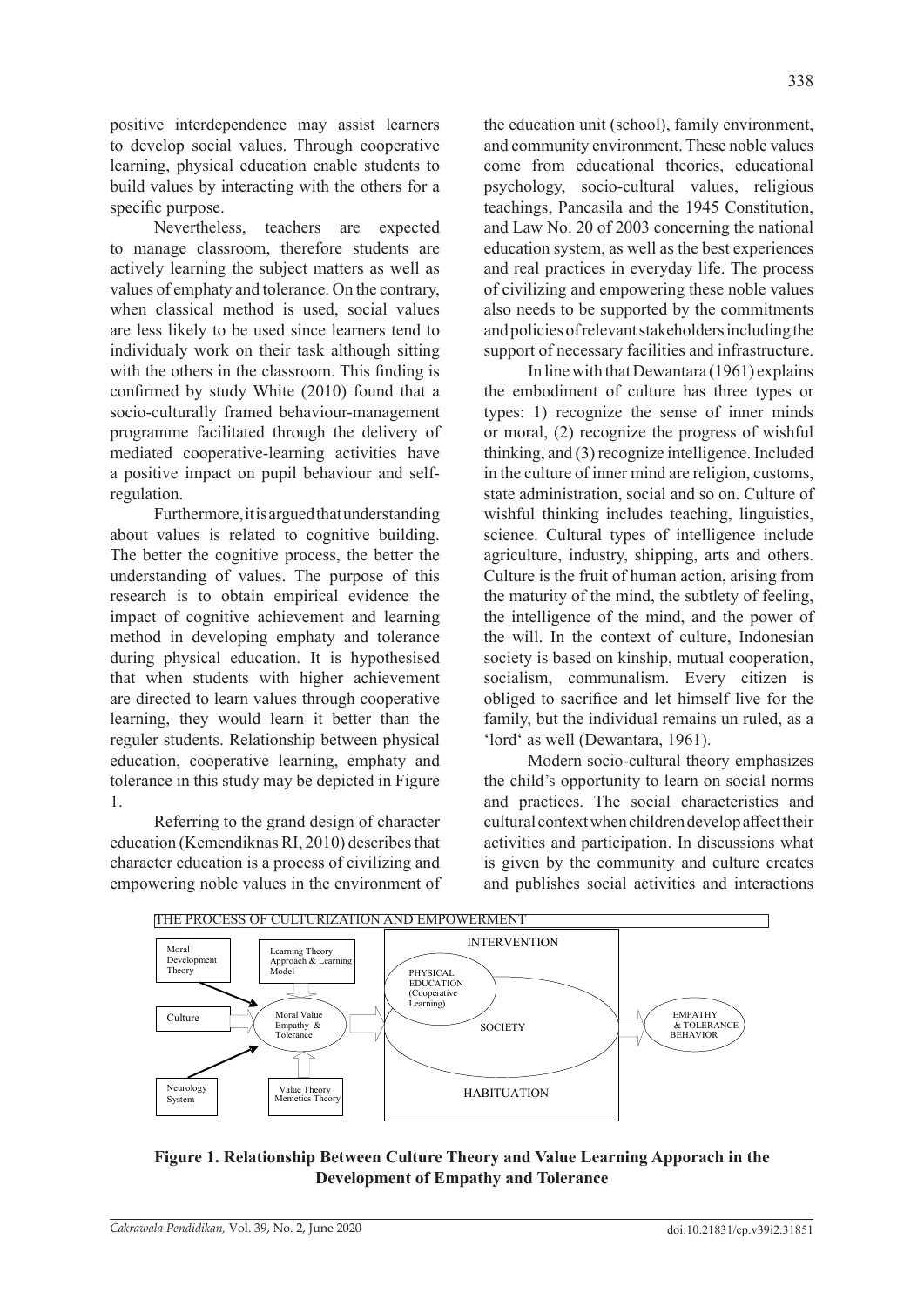positive interdependence may assist learners to develop social values. Through cooperative learning, physical education enable students to build values by interacting with the others for a specific purpose.

Nevertheless, teachers are expected to manage classroom, therefore students are actively learning the subject matters as well as values of emphaty and tolerance. On the contrary, when classical method is used, social values are less likely to be used since learners tend to individualy work on their task although sitting with the others in the classroom. This finding is confirmed by study White (2010) found that a socio-culturally framed behaviour-management programme facilitated through the delivery of mediated cooperative-learning activities have a positive impact on pupil behaviour and self-regulation.

Furthermore, it is argued that understanding about values is related to cognitive building. The better the cognitive process, the better the understanding of values. The purpose of this research is to obtain empirical evidence the impact of cognitive achievement and learning method in developing emphaty and tolerance during physical education. It is hypothesised that when students with higher achievement are directed to learn values through cooperative learning, they would learn it better than the reguler students. Relationship between physical education, cooperative learning, emphaty and tolerance in this study may be depicted in Figure 1.

Referring to the grand design of character education (Kemendiknas RI, 2010) describes that character education is a process of civilizing and empowering noble values in the environment of the education unit (school), family environment, and community environment. These noble values come from educational theories, educational psychology, socio-cultural values, religious teachings, Pancasila and the 1945 Constitution, and Law No. 20 of 2003 concerning the national education system, as well as the best experiences and real practices in everyday life. The process of civilizing and empowering these noble values also needs to be supported by the commitments and policies of relevant stakeholders including the support of necessary facilities and infrastructure.

In line with that Dewantara (1961) explains the embodiment of culture has three types or types: 1) recognize the sense of inner minds or moral, (2) recognize the progress of wishful thinking, and (3) recognize intelligence. Included in the culture of inner mind are religion, customs, state administration, social and so on. Culture of wishful thinking includes teaching, linguistics, science. Cultural types of intelligence include agriculture, industry, shipping, arts and others. Culture is the fruit of human action, arising from the maturity of the mind, the subtlety of feeling, the intelligence of the mind, and the power of the will. In the context of culture, Indonesian society is based on kinship, mutual cooperation, socialism, communalism. Every citizen is obliged to sacrifice and let himself live for the family, but the individual remains un ruled, as a 'lord' as well (Dewantara, 1961).

Modern socio-cultural theory emphasizes the child's opportunity to learn on social norms and practices. The social characteristics and cultural context when children develop affect their activities and participation. In discussions what is given by the community and culture creates and publishes social activities and interactions

THE PROCESS OF CULTURIZATION AND EMPOWERMENT

Moral Development Theory | Learning Theory Approach & Learning Model | Culture | Moral Value Empathy & Tolerance | Neurology System | Value Theory Memetics Theory | INTERVENTION | PHYSICAL EDUCATION (Cooperative Learning) | SOCIETY | HABITUATION | EMPATHY & TOLERANCE BEHAVIOR

**Figure 1. Relationship Between Culture Theory and Value Learning Apporach in the Development of Empathy and Tolerance**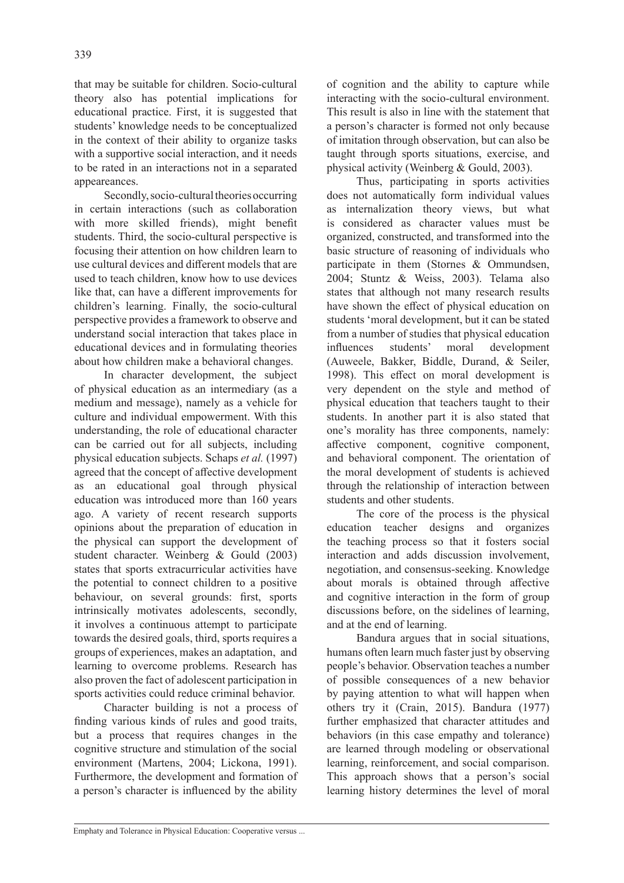that may be suitable for children. Socio-cultural theory also has potential implications for educational practice. First, it is suggested that students' knowledge needs to be conceptualized in the context of their ability to organize tasks with a supportive social interaction, and it needs to be rated in an interactions not in a separated appeareances.

Secondly, socio-cultural theories occurring in certain interactions (such as collaboration with more skilled friends), might benefit students. Third, the socio-cultural perspective is focusing their attention on how children learn to use cultural devices and different models that are used to teach children, know how to use devices like that, can have a different improvements for children's learning. Finally, the socio-cultural perspective provides a framework to observe and understand social interaction that takes place in educational devices and in formulating theories about how children make a behavioral changes.

In character development, the subject of physical education as an intermediary (as a medium and message), namely as a vehicle for culture and individual empowerment. With this understanding, the role of educational character can be carried out for all subjects, including physical education subjects. Schaps *et al.* (1997) agreed that the concept of affective development as an educational goal through physical education was introduced more than 160 years ago. A variety of recent research supports opinions about the preparation of education in the physical can support the development of student character. Weinberg & Gould (2003) states that sports extracurricular activities have the potential to connect children to a positive behaviour, on several grounds: first, sports intrinsically motivates adolescents, secondly, it involves a continuous attempt to participate towards the desired goals, third, sports requires a groups of experiences, makes an adaptation, and learning to overcome problems. Research has also proven the fact of adolescent participation in sports activities could reduce criminal behavior.

Character building is not a process of finding various kinds of rules and good traits, but a process that requires changes in the cognitive structure and stimulation of the social environment (Martens, 2004; Lickona, 1991). Furthermore, the development and formation of a person's character is influenced by the ability of cognition and the ability to capture while interacting with the socio-cultural environment. This result is also in line with the statement that a person's character is formed not only because of imitation through observation, but can also be taught through sports situations, exercise, and physical activity (Weinberg & Gould, 2003).

Thus, participating in sports activities does not automatically form individual values as internalization theory views, but what is considered as character values must be organized, constructed, and transformed into the basic structure of reasoning of individuals who participate in them (Stornes & Ommundsen, 2004; Stuntz & Weiss, 2003). Telama also states that although not many research results have shown the effect of physical education on students 'moral development, but it can be stated from a number of studies that physical education influences students' moral development (Auweele, Bakker, Biddle, Durand, & Seiler, 1998). This effect on moral development is very dependent on the style and method of physical education that teachers taught to their students. In another part it is also stated that one's morality has three components, namely: affective component, cognitive component, and behavioral component. The orientation of the moral development of students is achieved through the relationship of interaction between students and other students.

The core of the process is the physical education teacher designs and organizes the teaching process so that it fosters social interaction and adds discussion involvement, negotiation, and consensus-seeking. Knowledge about morals is obtained through affective and cognitive interaction in the form of group discussions before, on the sidelines of learning, and at the end of learning.

Bandura argues that in social situations, humans often learn much faster just by observing people's behavior. Observation teaches a number of possible consequences of a new behavior by paying attention to what will happen when others try it (Crain, 2015). Bandura (1977) further emphasized that character attitudes and behaviors (in this case empathy and tolerance) are learned through modeling or observational learning, reinforcement, and social comparison. This approach shows that a person's social learning history determines the level of moral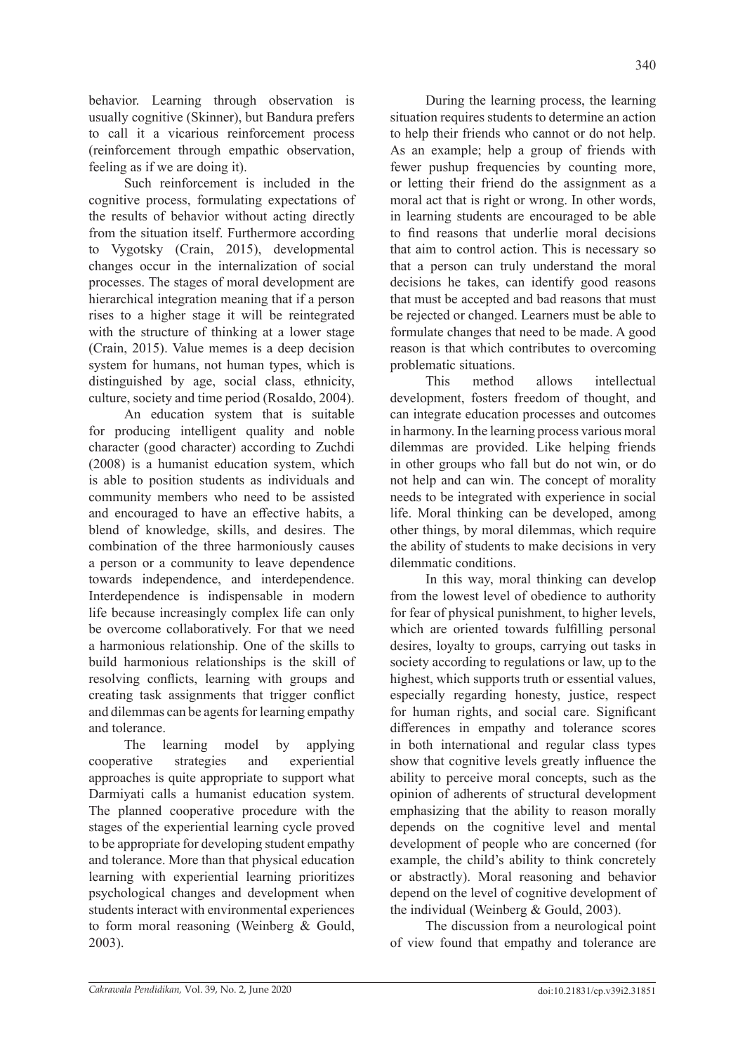behavior. Learning through observation is usually cognitive (Skinner), but Bandura prefers to call it a vicarious reinforcement process (reinforcement through empathic observation, feeling as if we are doing it).

Such reinforcement is included in the cognitive process, formulating expectations of the results of behavior without acting directly from the situation itself. Furthermore according to Vygotsky (Crain, 2015), developmental changes occur in the internalization of social processes. The stages of moral development are hierarchical integration meaning that if a person rises to a higher stage it will be reintegrated with the structure of thinking at a lower stage (Crain, 2015). Value memes is a deep decision system for humans, not human types, which is distinguished by age, social class, ethnicity, culture, society and time period (Rosaldo, 2004).

An education system that is suitable for producing intelligent quality and noble character (good character) according to Zuchdi (2008) is a humanist education system, which is able to position students as individuals and community members who need to be assisted and encouraged to have an effective habits, a blend of knowledge, skills, and desires. The combination of the three harmoniously causes a person or a community to leave dependence towards independence, and interdependence. Interdependence is indispensable in modern life because increasingly complex life can only be overcome collaboratively. For that we need a harmonious relationship. One of the skills to build harmonious relationships is the skill of resolving conflicts, learning with groups and creating task assignments that trigger conflict and dilemmas can be agents for learning empathy and tolerance.

The learning model by applying cooperative strategies and experiential approaches is quite appropriate to support what Darmiyati calls a humanist education system. The planned cooperative procedure with the stages of the experiential learning cycle proved to be appropriate for developing student empathy and tolerance. More than that physical education learning with experiential learning prioritizes psychological changes and development when students interact with environmental experiences to form moral reasoning (Weinberg & Gould, 2003).

During the learning process, the learning situation requires students to determine an action to help their friends who cannot or do not help. As an example; help a group of friends with fewer pushup frequencies by counting more, or letting their friend do the assignment as a moral act that is right or wrong. In other words, in learning students are encouraged to be able to find reasons that underlie moral decisions that aim to control action. This is necessary so that a person can truly understand the moral decisions he takes, can identify good reasons that must be accepted and bad reasons that must be rejected or changed. Learners must be able to formulate changes that need to be made. A good reason is that which contributes to overcoming problematic situations.

This method allows intellectual development, fosters freedom of thought, and can integrate education processes and outcomes in harmony. In the learning process various moral dilemmas are provided. Like helping friends in other groups who fall but do not win, or do not help and can win. The concept of morality needs to be integrated with experience in social life. Moral thinking can be developed, among other things, by moral dilemmas, which require the ability of students to make decisions in very dilemmatic conditions.

In this way, moral thinking can develop from the lowest level of obedience to authority for fear of physical punishment, to higher levels, which are oriented towards fulfilling personal desires, loyalty to groups, carrying out tasks in society according to regulations or law, up to the highest, which supports truth or essential values, especially regarding honesty, justice, respect for human rights, and social care. Significant differences in empathy and tolerance scores in both international and regular class types show that cognitive levels greatly influence the ability to perceive moral concepts, such as the opinion of adherents of structural development emphasizing that the ability to reason morally depends on the cognitive level and mental development of people who are concerned (for example, the child's ability to think concretely or abstractly). Moral reasoning and behavior depend on the level of cognitive development of the individual (Weinberg & Gould, 2003).

The discussion from a neurological point of view found that empathy and tolerance are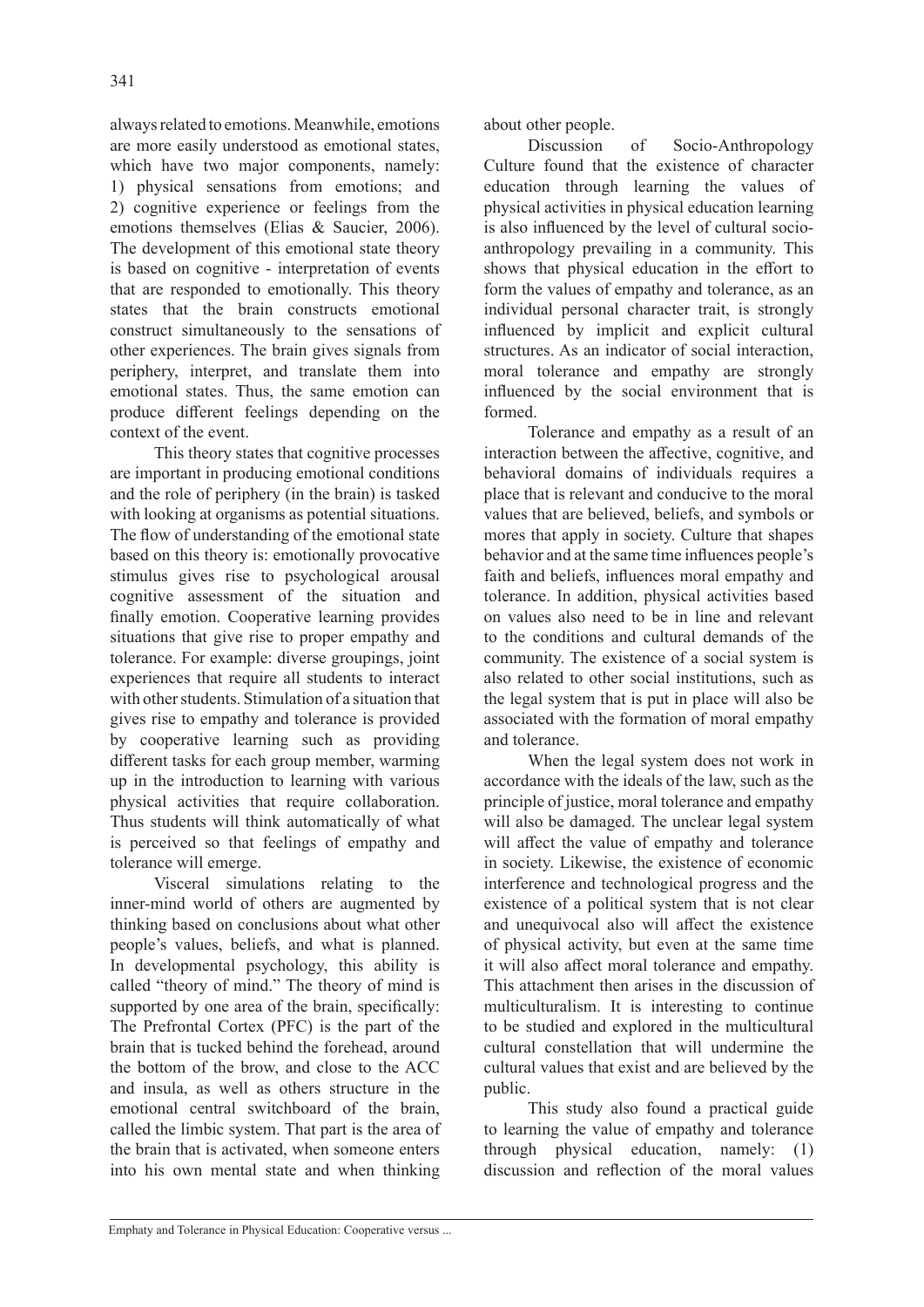always related to emotions. Meanwhile, emotions are more easily understood as emotional states, which have two major components, namely: 1) physical sensations from emotions; and 2) cognitive experience or feelings from the emotions themselves (Elias & Saucier, 2006). The development of this emotional state theory is based on cognitive - interpretation of events that are responded to emotionally. This theory states that the brain constructs emotional construct simultaneously to the sensations of other experiences. The brain gives signals from periphery, interpret, and translate them into emotional states. Thus, the same emotion can produce different feelings depending on the context of the event.

This theory states that cognitive processes are important in producing emotional conditions and the role of periphery (in the brain) is tasked with looking at organisms as potential situations. The flow of understanding of the emotional state based on this theory is: emotionally provocative stimulus gives rise to psychological arousal cognitive assessment of the situation and finally emotion. Cooperative learning provides situations that give rise to proper empathy and tolerance. For example: diverse groupings, joint experiences that require all students to interact with other students. Stimulation of a situation that gives rise to empathy and tolerance is provided by cooperative learning such as providing different tasks for each group member, warming up in the introduction to learning with various physical activities that require collaboration. Thus students will think automatically of what is perceived so that feelings of empathy and tolerance will emerge.

Visceral simulations relating to the inner-mind world of others are augmented by thinking based on conclusions about what other people's values, beliefs, and what is planned. In developmental psychology, this ability is called "theory of mind." The theory of mind is supported by one area of the brain, specifically: The Prefrontal Cortex (PFC) is the part of the brain that is tucked behind the forehead, around the bottom of the brow, and close to the ACC and insula, as well as others structure in the emotional central switchboard of the brain, called the limbic system. That part is the area of the brain that is activated, when someone enters into his own mental state and when thinking about other people.

Discussion of Socio-Anthropology Culture found that the existence of character education through learning the values of physical activities in physical education learning is also influenced by the level of cultural socio-anthropology prevailing in a community. This shows that physical education in the effort to form the values of empathy and tolerance, as an individual personal character trait, is strongly influenced by implicit and explicit cultural structures. As an indicator of social interaction, moral tolerance and empathy are strongly influenced by the social environment that is formed.

Tolerance and empathy as a result of an interaction between the affective, cognitive, and behavioral domains of individuals requires a place that is relevant and conducive to the moral values that are believed, beliefs, and symbols or mores that apply in society. Culture that shapes behavior and at the same time influences people's faith and beliefs, influences moral empathy and tolerance. In addition, physical activities based on values also need to be in line and relevant to the conditions and cultural demands of the community. The existence of a social system is also related to other social institutions, such as the legal system that is put in place will also be associated with the formation of moral empathy and tolerance.

When the legal system does not work in accordance with the ideals of the law, such as the principle of justice, moral tolerance and empathy will also be damaged. The unclear legal system will affect the value of empathy and tolerance in society. Likewise, the existence of economic interference and technological progress and the existence of a political system that is not clear and unequivocal also will affect the existence of physical activity, but even at the same time it will also affect moral tolerance and empathy. This attachment then arises in the discussion of multiculturalism. It is interesting to continue to be studied and explored in the multicultural cultural constellation that will undermine the cultural values that exist and are believed by the public.

This study also found a practical guide to learning the value of empathy and tolerance through physical education, namely: (1) discussion and reflection of the moral values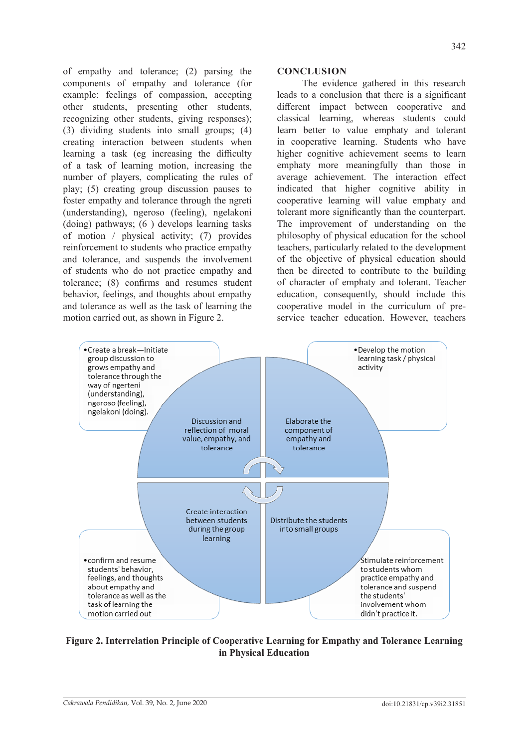of empathy and tolerance; (2) parsing the components of empathy and tolerance (for example: feelings of compassion, accepting other students, presenting other students, recognizing other students, giving responses); (3) dividing students into small groups; (4) creating interaction between students when learning a task (eg increasing the difficulty of a task of learning motion, increasing the number of players, complicating the rules of play; (5) creating group discussion pauses to foster empathy and tolerance through the ngreti (understanding), ngeroso (feeling), ngelakoni (doing) pathways; (6 ) develops learning tasks of motion / physical activity; (7) provides reinforcement to students who practice empathy and tolerance, and suspends the involvement of students who do not practice empathy and tolerance; (8) confirms and resumes student behavior, feelings, and thoughts about empathy and tolerance as well as the task of learning the motion carried out, as shown in Figure 2.

## CONCLUSION

The evidence gathered in this research leads to a conclusion that there is a significant different impact between cooperative and classical learning, whereas students could learn better to value emphaty and tolerant in cooperative learning. Students who have higher cognitive achievement seems to learn emphaty more meaningfully than those in average achievement. The interaction effect indicated that higher cognitive ability in cooperative learning will value emphaty and tolerant more significantly than the counterpart. The improvement of understanding on the philosophy of physical education for the school teachers, particularly related to the development of the objective of physical education should then be directed to contribute to the building of character of emphaty and tolerant. Teacher education, consequently, should include this cooperative model in the curriculum of pre-service teacher education. However, teachers

- Create a break—Initiate group discussion to grows empathy and tolerance through the way of ngerteni (understanding), ngeroso (feeling), ngelakoni (doing).
- Develop the motion learning task / physical activity

Discussion and reflection of moral value, empathy, and tolerance

Elaborate the component of empathy and tolerance

Create interaction between students during the group learning

Distribute the students into small groups

- confirm and resume students' behavior, feelings, and thoughts about empathy and tolerance as well as the task of learning the motion carried out

Stimulate reinforcement to students whom practice empathy and tolerance and suspend the students' involvement whom didn't practice it.

**Figure 2. Interrelation Principle of Cooperative Learning for Empathy and Tolerance Learning in Physical Education**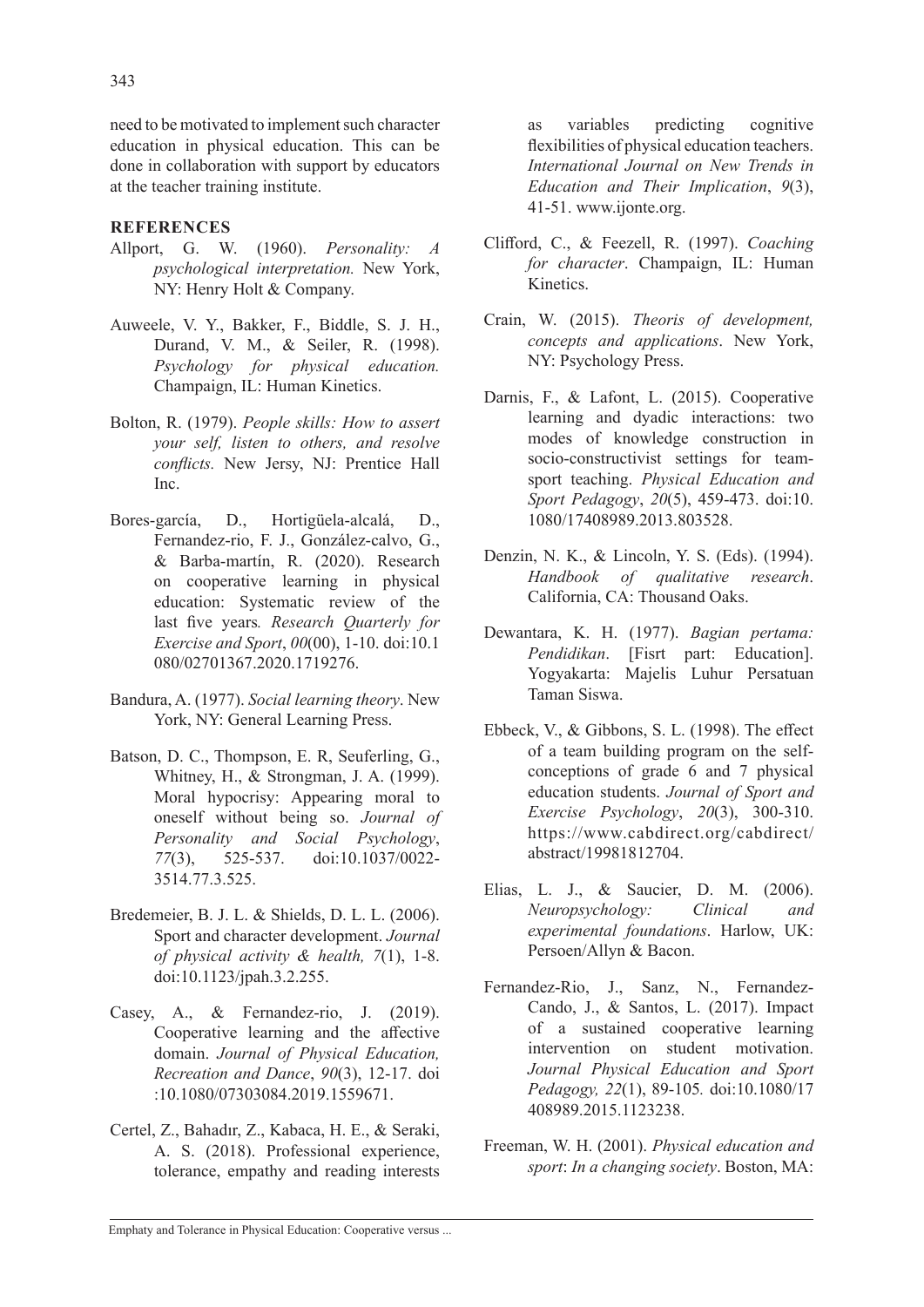need to be motivated to implement such character education in physical education. This can be done in collaboration with support by educators at the teacher training institute.

## REFERENCES

Allport, G. W. (1960). *Personality: A psychological interpretation.* New York, NY: Henry Holt & Company.

Auweele, V. Y., Bakker, F., Biddle, S. J. H., Durand, V. M., & Seiler, R. (1998). *Psychology for physical education.* Champaign, IL: Human Kinetics.

Bolton, R. (1979). *People skills: How to assert your self, listen to others, and resolve conflicts.* New Jersy, NJ: Prentice Hall Inc.

Bores-garcía, D., Hortigüela-alcalá, D., Fernandez-rio, F. J., González-calvo, G., & Barba-martín, R. (2020). Research on cooperative learning in physical education: Systematic review of the last five years*. Research Quarterly for Exercise and Sport*, *00*(00), 1-10. doi:10.1080/02701367.2020.1719276.

Bandura, A. (1977). *Social learning theory*. New York, NY: General Learning Press.

Batson, D. C., Thompson, E. R, Seuferling, G., Whitney, H., & Strongman, J. A. (1999). Moral hypocrisy: Appearing moral to oneself without being so. *Journal of Personality and Social Psychology*, *77*(3), 525-537. doi:10.1037/0022-3514.77.3.525.

Bredemeier, B. J. L. & Shields, D. L. L. (2006). Sport and character development. *Journal of physical activity & health, 7*(1), 1-8. doi:10.1123/jpah.3.2.255.

Casey, A., & Fernandez-rio, J. (2019). Cooperative learning and the affective domain. *Journal of Physical Education, Recreation and Dance*, *90*(3), 12-17. doi:10.1080/07303084.2019.1559671.

Certel, Z., Bahadır, Z., Kabaca, H. E., & Seraki, A. S. (2018). Professional experience, tolerance, empathy and reading interests as variables predicting cognitive flexibilities of physical education teachers. *International Journal on New Trends in Education and Their Implication*, *9*(3), 41-51. www.ijonte.org.

Clifford, C., & Feezell, R. (1997). *Coaching for character*. Champaign, IL: Human Kinetics.

Crain, W. (2015). *Theoris of development, concepts and applications*. New York, NY: Psychology Press.

Darnis, F., & Lafont, L. (2015). Cooperative learning and dyadic interactions: two modes of knowledge construction in socio-constructivist settings for team-sport teaching. *Physical Education and Sport Pedagogy*, *20*(5), 459-473. doi:10.1080/17408989.2013.803528.

Denzin, N. K., & Lincoln, Y. S. (Eds). (1994). *Handbook of qualitative research*. California, CA: Thousand Oaks.

Dewantara, K. H. (1977). *Bagian pertama: Pendidikan*. [Fisrt part: Education]. Yogyakarta: Majelis Luhur Persatuan Taman Siswa.

Ebbeck, V., & Gibbons, S. L. (1998). The effect of a team building program on the self-conceptions of grade 6 and 7 physical education students. *Journal of Sport and Exercise Psychology*, *20*(3), 300-310. https://www.cabdirect.org/cabdirect/abstract/19981812704.

Elias, L. J., & Saucier, D. M. (2006). *Neuropsychology: Clinical and experimental foundations*. Harlow, UK: Persoen/Allyn & Bacon.

Fernandez-Rio, J., Sanz, N., Fernandez-Cando, J., & Santos, L. (2017). Impact of a sustained cooperative learning intervention on student motivation. *Journal Physical Education and Sport Pedagogy, 22*(1), 89-105*.* doi:10.1080/17408989.2015.1123238.

Freeman, W. H. (2001). *Physical education and sport*: *In a changing society*. Boston, MA: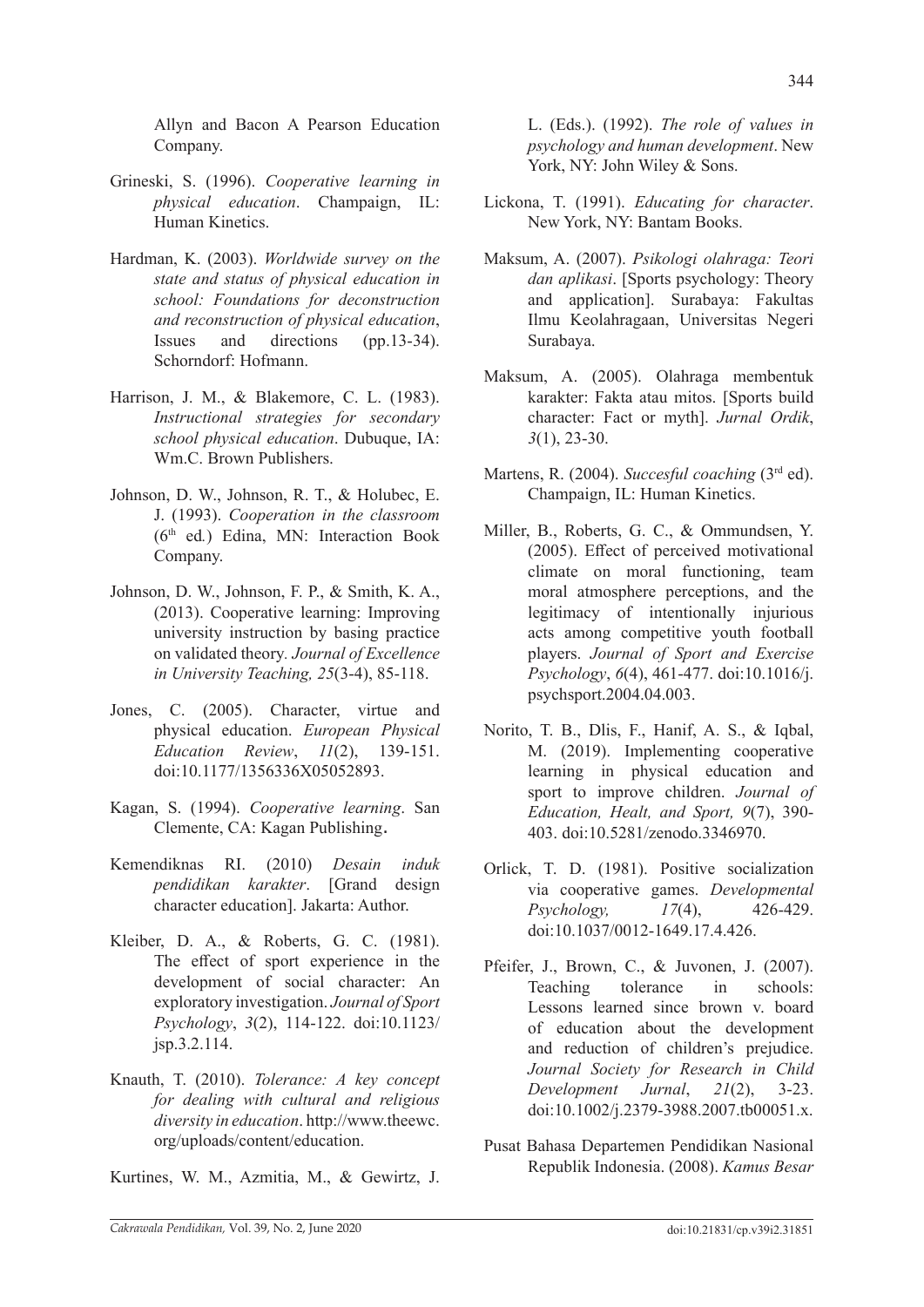Allyn and Bacon A Pearson Education Company.

Grineski, S. (1996). *Cooperative learning in physical education*. Champaign, IL: Human Kinetics.

Hardman, K. (2003). *Worldwide survey on the state and status of physical education in school: Foundations for deconstruction and reconstruction of physical education*, Issues and directions (pp.13-34). Schorndorf: Hofmann.

Harrison, J. M., & Blakemore, C. L. (1983). *Instructional strategies for secondary school physical education*. Dubuque, IA: Wm.C. Brown Publishers.

Johnson, D. W., Johnson, R. T., & Holubec, E. J. (1993). *Cooperation in the classroom* (6th ed*.*) Edina, MN: Interaction Book Company.

Johnson, D. W., Johnson, F. P., & Smith, K. A., (2013). Cooperative learning: Improving university instruction by basing practice on validated theory*. Journal of Excellence in University Teaching, 25*(3-4), 85-118.

Jones, C. (2005). Character, virtue and physical education. *European Physical Education Review*, *11*(2), 139-151. doi:10.1177/1356336X05052893.

Kagan, S. (1994). *Cooperative learning*. San Clemente, CA: Kagan Publishing**.**

Kemendiknas RI. (2010) *Desain induk pendidikan karakter*. [Grand design character education]. Jakarta: Author.

Kleiber, D. A., & Roberts, G. C. (1981). The effect of sport experience in the development of social character: An exploratory investigation. *Journal of Sport Psychology*, *3*(2), 114-122. doi:10.1123/jsp.3.2.114.

Knauth, T. (2010). *Tolerance: A key concept for dealing with cultural and religious diversity in education*. http://www.theewc.org/uploads/content/education.

Kurtines, W. M., Azmitia, M., & Gewirtz, J. L. (Eds.). (1992). *The role of values in psychology and human development*. New York, NY: John Wiley & Sons.

Lickona, T. (1991). *Educating for character*. New York, NY: Bantam Books.

Maksum, A. (2007). *Psikologi olahraga: Teori dan aplikasi*. [Sports psychology: Theory and application]. Surabaya: Fakultas Ilmu Keolahragaan, Universitas Negeri Surabaya.

Maksum, A. (2005). Olahraga membentuk karakter: Fakta atau mitos. [Sports build character: Fact or myth]. *Jurnal Ordik*, *3*(1), 23-30.

Martens, R. (2004). *Succesful coaching* (3rd ed). Champaign, IL: Human Kinetics.

Miller, B., Roberts, G. C., & Ommundsen, Y. (2005). Effect of perceived motivational climate on moral functioning, team moral atmosphere perceptions, and the legitimacy of intentionally injurious acts among competitive youth football players. *Journal of Sport and Exercise Psychology*, *6*(4), 461-477. doi:10.1016/j.psychsport.2004.04.003.

Norito, T. B., Dlis, F., Hanif, A. S., & Iqbal, M. (2019). Implementing cooperative learning in physical education and sport to improve children. *Journal of Education, Healt, and Sport, 9*(7), 390-403. doi:10.5281/zenodo.3346970.

Orlick, T. D. (1981). Positive socialization via cooperative games. *Developmental Psychology, 17*(4), 426-429. doi:10.1037/0012-1649.17.4.426.

Pfeifer, J., Brown, C., & Juvonen, J. (2007). Teaching tolerance in schools: Lessons learned since brown v. board of education about the development and reduction of children's prejudice. *Journal Society for Research in Child Development Jurnal*, *21*(2), 3-23. doi:10.1002/j.2379-3988.2007.tb00051.x.

Pusat Bahasa Departemen Pendidikan Nasional Republik Indonesia. (2008). *Kamus Besar*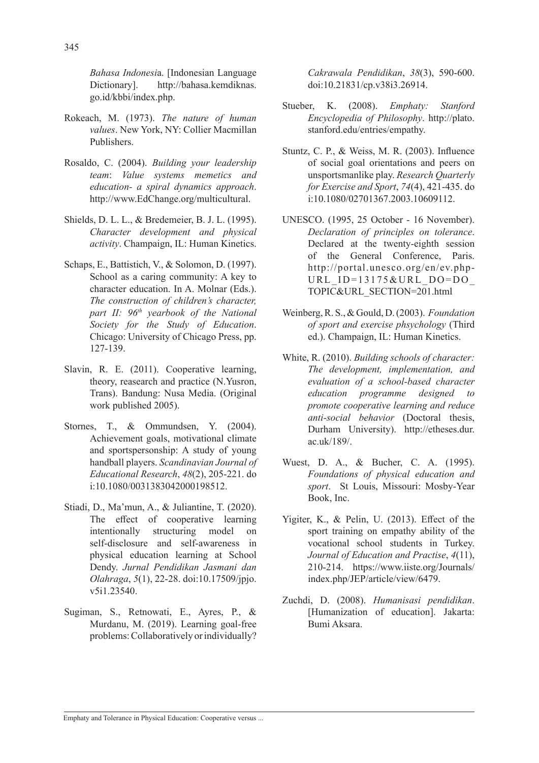*Bahasa Indonesi*a. [Indonesian Language Dictionary]. http://bahasa.kemdiknas.go.id/kbbi/index.php.

Rokeach, M. (1973). *The nature of human values*. New York, NY: Collier Macmillan Publishers.

Rosaldo, C. (2004). *Building your leadership team*: *Value systems memetics and education- a spiral dynamics approach*. http://www.EdChange.org/multicultural.

Shields, D. L. L., & Bredemeier, B. J. L. (1995). *Character development and physical activity*. Champaign, IL: Human Kinetics.

Schaps, E., Battistich, V., & Solomon, D. (1997). School as a caring community: A key to character education. In A. Molnar (Eds.). *The construction of children's character, part II: 96th yearbook of the National Society for the Study of Education*. Chicago: University of Chicago Press, pp. 127-139.

Slavin, R. E. (2011). Cooperative learning, theory, reasearch and practice (N.Yusron, Trans). Bandung: Nusa Media. (Original work published 2005).

Stornes, T., & Ommundsen, Y. (2004). Achievement goals, motivational climate and sportspersonship: A study of young handball players. *Scandinavian Journal of Educational Research*, *48*(2), 205-221. doi:10.1080/0031383042000198512.

Stiadi, D., Ma'mun, A., & Juliantine, T. (2020). The effect of cooperative learning intentionally structuring model on self-disclosure and self-awareness in physical education learning at School Dendy. *Jurnal Pendidikan Jasmani dan Olahraga*, *5*(1), 22-28. doi:10.17509/jpjo.v5i1.23540.

Sugiman, S., Retnowati, E., Ayres, P., & Murdanu, M. (2019). Learning goal-free problems: Collaboratively or individually? *Cakrawala Pendidikan*, *38*(3), 590-600. doi:10.21831/cp.v38i3.26914.

Stueber, K. (2008). *Emphaty: Stanford Encyclopedia of Philosophy*. http://plato.stanford.edu/entries/empathy.

Stuntz, C. P., & Weiss, M. R. (2003). Influence of social goal orientations and peers on unsportsmanlike play. *Research Quarterly for Exercise and Sport*, *74*(4), 421-435. doi:10.1080/02701367.2003.10609112.

UNESCO. (1995, 25 October - 16 November). *Declaration of principles on tolerance*. Declared at the twenty-eighth session of the General Conference, Paris. http://portal.unesco.org/en/ev.php-URL_ID=13175&URL_DO=DO_TOPIC&URL_SECTION=201.html

Weinberg, R. S., & Gould, D. (2003). *Foundation of sport and exercise phsychology* (Third ed.). Champaign, IL: Human Kinetics.

White, R. (2010). *Building schools of character: The development, implementation, and evaluation of a school-based character education programme designed to promote cooperative learning and reduce anti-social behavior* (Doctoral thesis, Durham University). http://etheses.dur.ac.uk/189/.

Wuest, D. A., & Bucher, C. A. (1995). *Foundations of physical education and sport*. St Louis, Missouri: Mosby-Year Book, Inc.

Yigiter, K., & Pelin, U. (2013). Effect of the sport training on empathy ability of the vocational school students in Turkey. *Journal of Education and Practise*, *4*(11), 210-214. https://www.iiste.org/Journals/index.php/JEP/article/view/6479.

Zuchdi, D. (2008). *Humanisasi pendidikan*. [Humanization of education]. Jakarta: Bumi Aksara.